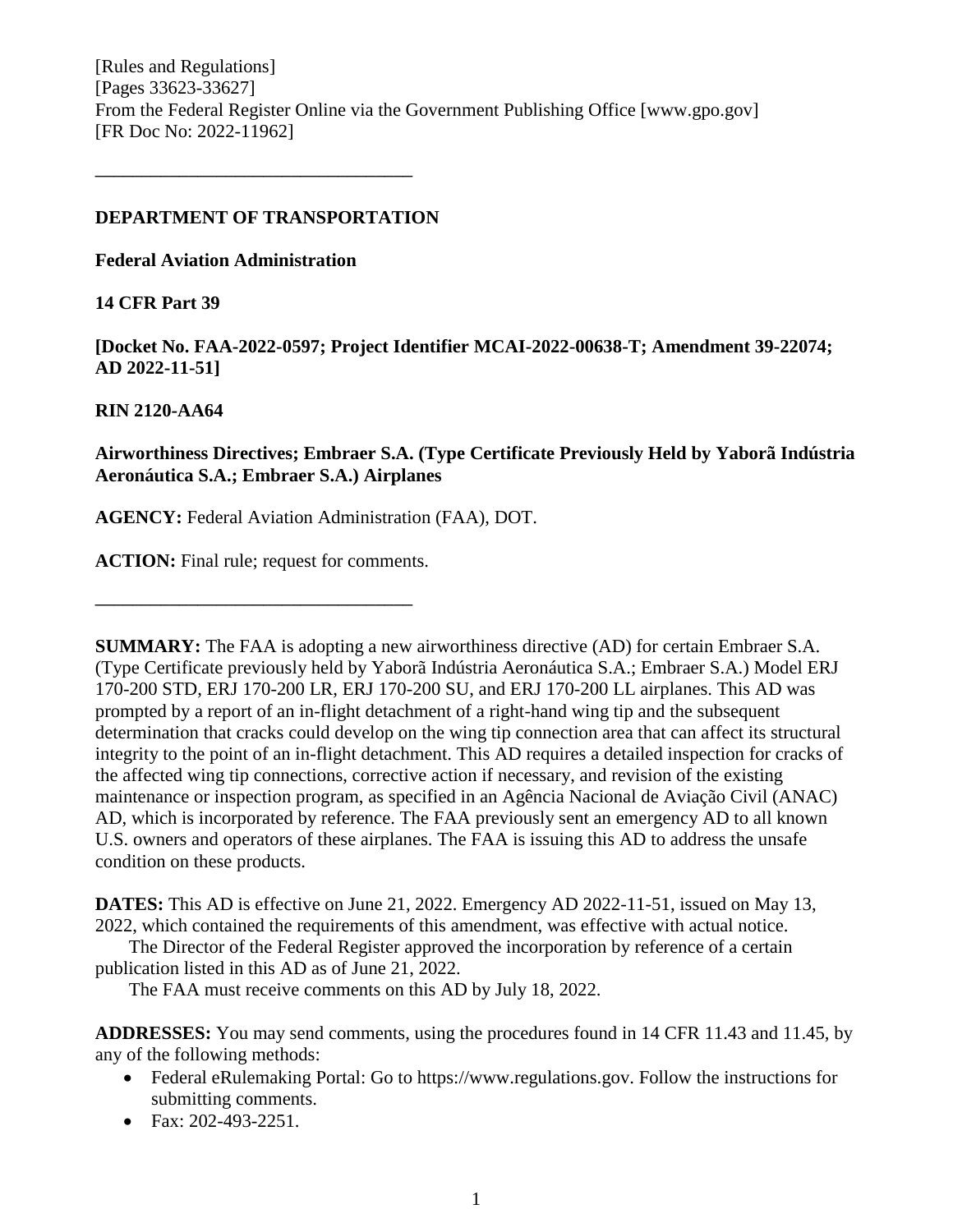[Rules and Regulations]
[Pages 33623-33627]
From the Federal Register Online via the Government Publishing Office [www.gpo.gov]
[FR Doc No: 2022-11962]

---

**DEPARTMENT OF TRANSPORTATION**

**Federal Aviation Administration**

**14 CFR Part 39**

**[Docket No. FAA-2022-0597; Project Identifier MCAI-2022-00638-T; Amendment 39-22074; AD 2022-11-51]**

**RIN 2120-AA64**

**Airworthiness Directives; Embraer S.A. (Type Certificate Previously Held by Yaborã Indústria Aeronáutica S.A.; Embraer S.A.) Airplanes**

**AGENCY:** Federal Aviation Administration (FAA), DOT.

**ACTION:** Final rule; request for comments.

---

**SUMMARY:** The FAA is adopting a new airworthiness directive (AD) for certain Embraer S.A. (Type Certificate previously held by Yaborã Indústria Aeronáutica S.A.; Embraer S.A.) Model ERJ 170-200 STD, ERJ 170-200 LR, ERJ 170-200 SU, and ERJ 170-200 LL airplanes. This AD was prompted by a report of an in-flight detachment of a right-hand wing tip and the subsequent determination that cracks could develop on the wing tip connection area that can affect its structural integrity to the point of an in-flight detachment. This AD requires a detailed inspection for cracks of the affected wing tip connections, corrective action if necessary, and revision of the existing maintenance or inspection program, as specified in an Agência Nacional de Aviação Civil (ANAC) AD, which is incorporated by reference. The FAA previously sent an emergency AD to all known U.S. owners and operators of these airplanes. The FAA is issuing this AD to address the unsafe condition on these products.

**DATES:** This AD is effective on June 21, 2022. Emergency AD 2022-11-51, issued on May 13, 2022, which contained the requirements of this amendment, was effective with actual notice.

The Director of the Federal Register approved the incorporation by reference of a certain publication listed in this AD as of June 21, 2022.

The FAA must receive comments on this AD by July 18, 2022.

**ADDRESSES:** You may send comments, using the procedures found in 14 CFR 11.43 and 11.45, by any of the following methods:

- Federal eRulemaking Portal: Go to https://www.regulations.gov. Follow the instructions for submitting comments.
- Fax: 202-493-2251.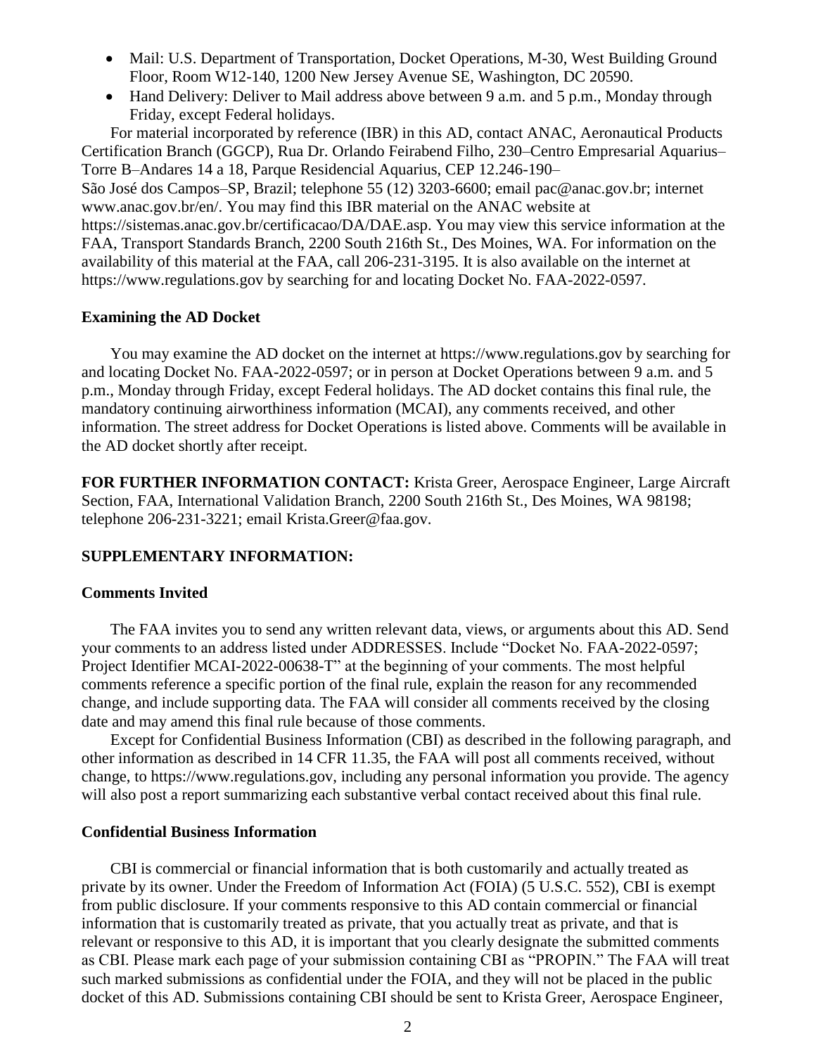- Mail: U.S. Department of Transportation, Docket Operations, M-30, West Building Ground Floor, Room W12-140, 1200 New Jersey Avenue SE, Washington, DC 20590.
- Hand Delivery: Deliver to Mail address above between 9 a.m. and 5 p.m., Monday through Friday, except Federal holidays.

For material incorporated by reference (IBR) in this AD, contact ANAC, Aeronautical Products Certification Branch (GGCP), Rua Dr. Orlando Feirabend Filho, 230–Centro Empresarial Aquarius–Torre B–Andares 14 a 18, Parque Residencial Aquarius, CEP 12.246-190–São José dos Campos–SP, Brazil; telephone 55 (12) 3203-6600; email pac@anac.gov.br; internet www.anac.gov.br/en/. You may find this IBR material on the ANAC website at https://sistemas.anac.gov.br/certificacao/DA/DAE.asp. You may view this service information at the FAA, Transport Standards Branch, 2200 South 216th St., Des Moines, WA. For information on the availability of this material at the FAA, call 206-231-3195. It is also available on the internet at https://www.regulations.gov by searching for and locating Docket No. FAA-2022-0597.

**Examining the AD Docket**

You may examine the AD docket on the internet at https://www.regulations.gov by searching for and locating Docket No. FAA-2022-0597; or in person at Docket Operations between 9 a.m. and 5 p.m., Monday through Friday, except Federal holidays. The AD docket contains this final rule, the mandatory continuing airworthiness information (MCAI), any comments received, and other information. The street address for Docket Operations is listed above. Comments will be available in the AD docket shortly after receipt.

**FOR FURTHER INFORMATION CONTACT:** Krista Greer, Aerospace Engineer, Large Aircraft Section, FAA, International Validation Branch, 2200 South 216th St., Des Moines, WA 98198; telephone 206-231-3221; email Krista.Greer@faa.gov.

**SUPPLEMENTARY INFORMATION:**

**Comments Invited**

The FAA invites you to send any written relevant data, views, or arguments about this AD. Send your comments to an address listed under ADDRESSES. Include "Docket No. FAA-2022-0597; Project Identifier MCAI-2022-00638-T" at the beginning of your comments. The most helpful comments reference a specific portion of the final rule, explain the reason for any recommended change, and include supporting data. The FAA will consider all comments received by the closing date and may amend this final rule because of those comments.

Except for Confidential Business Information (CBI) as described in the following paragraph, and other information as described in 14 CFR 11.35, the FAA will post all comments received, without change, to https://www.regulations.gov, including any personal information you provide. The agency will also post a report summarizing each substantive verbal contact received about this final rule.

**Confidential Business Information**

CBI is commercial or financial information that is both customarily and actually treated as private by its owner. Under the Freedom of Information Act (FOIA) (5 U.S.C. 552), CBI is exempt from public disclosure. If your comments responsive to this AD contain commercial or financial information that is customarily treated as private, that you actually treat as private, and that is relevant or responsive to this AD, it is important that you clearly designate the submitted comments as CBI. Please mark each page of your submission containing CBI as "PROPIN." The FAA will treat such marked submissions as confidential under the FOIA, and they will not be placed in the public docket of this AD. Submissions containing CBI should be sent to Krista Greer, Aerospace Engineer,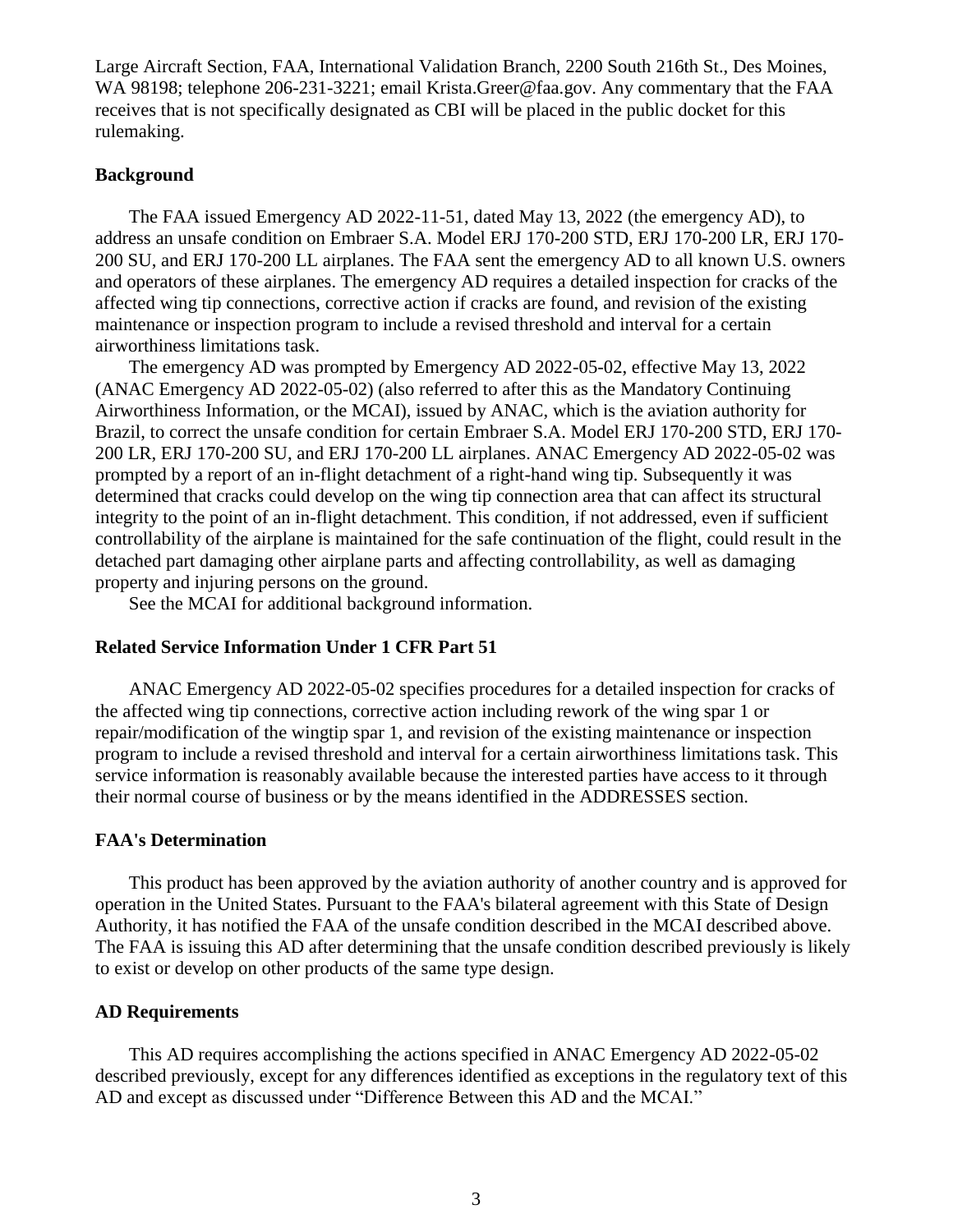Large Aircraft Section, FAA, International Validation Branch, 2200 South 216th St., Des Moines, WA 98198; telephone 206-231-3221; email Krista.Greer@faa.gov. Any commentary that the FAA receives that is not specifically designated as CBI will be placed in the public docket for this rulemaking.

**Background**

The FAA issued Emergency AD 2022-11-51, dated May 13, 2022 (the emergency AD), to address an unsafe condition on Embraer S.A. Model ERJ 170-200 STD, ERJ 170-200 LR, ERJ 170-200 SU, and ERJ 170-200 LL airplanes. The FAA sent the emergency AD to all known U.S. owners and operators of these airplanes. The emergency AD requires a detailed inspection for cracks of the affected wing tip connections, corrective action if cracks are found, and revision of the existing maintenance or inspection program to include a revised threshold and interval for a certain airworthiness limitations task.

The emergency AD was prompted by Emergency AD 2022-05-02, effective May 13, 2022 (ANAC Emergency AD 2022-05-02) (also referred to after this as the Mandatory Continuing Airworthiness Information, or the MCAI), issued by ANAC, which is the aviation authority for Brazil, to correct the unsafe condition for certain Embraer S.A. Model ERJ 170-200 STD, ERJ 170-200 LR, ERJ 170-200 SU, and ERJ 170-200 LL airplanes. ANAC Emergency AD 2022-05-02 was prompted by a report of an in-flight detachment of a right-hand wing tip. Subsequently it was determined that cracks could develop on the wing tip connection area that can affect its structural integrity to the point of an in-flight detachment. This condition, if not addressed, even if sufficient controllability of the airplane is maintained for the safe continuation of the flight, could result in the detached part damaging other airplane parts and affecting controllability, as well as damaging property and injuring persons on the ground.

See the MCAI for additional background information.

**Related Service Information Under 1 CFR Part 51**

ANAC Emergency AD 2022-05-02 specifies procedures for a detailed inspection for cracks of the affected wing tip connections, corrective action including rework of the wing spar 1 or repair/modification of the wingtip spar 1, and revision of the existing maintenance or inspection program to include a revised threshold and interval for a certain airworthiness limitations task. This service information is reasonably available because the interested parties have access to it through their normal course of business or by the means identified in the ADDRESSES section.

**FAA's Determination**

This product has been approved by the aviation authority of another country and is approved for operation in the United States. Pursuant to the FAA's bilateral agreement with this State of Design Authority, it has notified the FAA of the unsafe condition described in the MCAI described above. The FAA is issuing this AD after determining that the unsafe condition described previously is likely to exist or develop on other products of the same type design.

**AD Requirements**

This AD requires accomplishing the actions specified in ANAC Emergency AD 2022-05-02 described previously, except for any differences identified as exceptions in the regulatory text of this AD and except as discussed under "Difference Between this AD and the MCAI."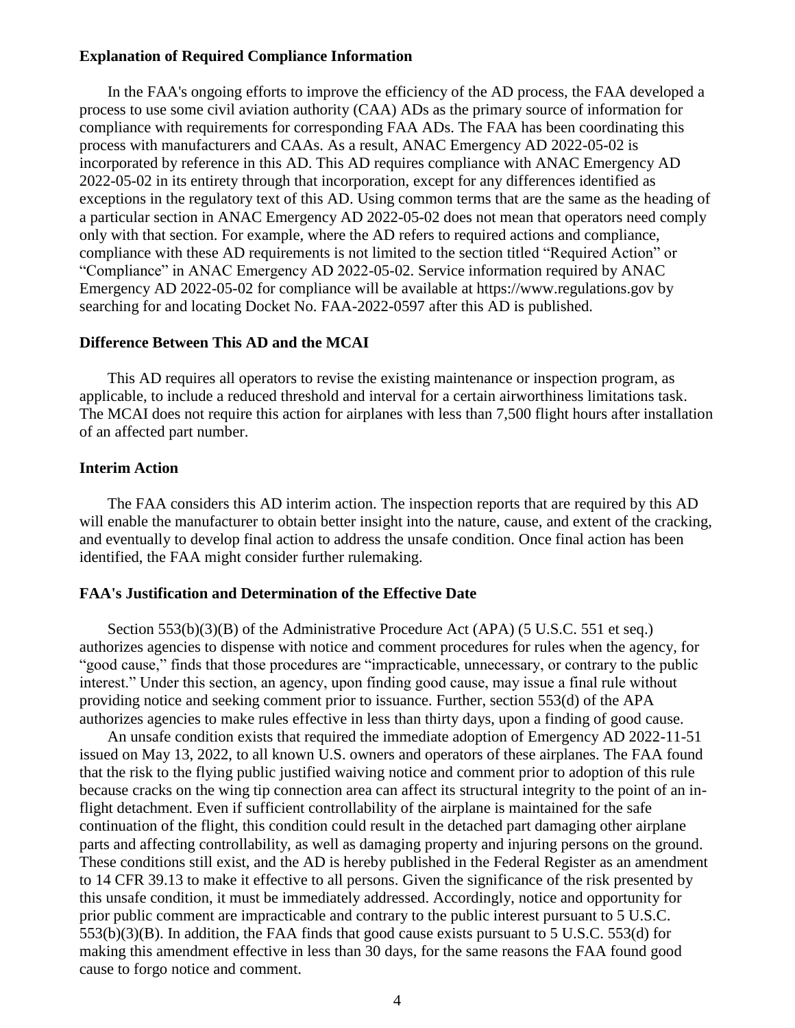**Explanation of Required Compliance Information**

In the FAA's ongoing efforts to improve the efficiency of the AD process, the FAA developed a process to use some civil aviation authority (CAA) ADs as the primary source of information for compliance with requirements for corresponding FAA ADs. The FAA has been coordinating this process with manufacturers and CAAs. As a result, ANAC Emergency AD 2022-05-02 is incorporated by reference in this AD. This AD requires compliance with ANAC Emergency AD 2022-05-02 in its entirety through that incorporation, except for any differences identified as exceptions in the regulatory text of this AD. Using common terms that are the same as the heading of a particular section in ANAC Emergency AD 2022-05-02 does not mean that operators need comply only with that section. For example, where the AD refers to required actions and compliance, compliance with these AD requirements is not limited to the section titled "Required Action" or "Compliance" in ANAC Emergency AD 2022-05-02. Service information required by ANAC Emergency AD 2022-05-02 for compliance will be available at https://www.regulations.gov by searching for and locating Docket No. FAA-2022-0597 after this AD is published.

**Difference Between This AD and the MCAI**

This AD requires all operators to revise the existing maintenance or inspection program, as applicable, to include a reduced threshold and interval for a certain airworthiness limitations task. The MCAI does not require this action for airplanes with less than 7,500 flight hours after installation of an affected part number.

**Interim Action**

The FAA considers this AD interim action. The inspection reports that are required by this AD will enable the manufacturer to obtain better insight into the nature, cause, and extent of the cracking, and eventually to develop final action to address the unsafe condition. Once final action has been identified, the FAA might consider further rulemaking.

**FAA's Justification and Determination of the Effective Date**

Section 553(b)(3)(B) of the Administrative Procedure Act (APA) (5 U.S.C. 551 et seq.) authorizes agencies to dispense with notice and comment procedures for rules when the agency, for "good cause," finds that those procedures are "impracticable, unnecessary, or contrary to the public interest." Under this section, an agency, upon finding good cause, may issue a final rule without providing notice and seeking comment prior to issuance. Further, section 553(d) of the APA authorizes agencies to make rules effective in less than thirty days, upon a finding of good cause.

An unsafe condition exists that required the immediate adoption of Emergency AD 2022-11-51 issued on May 13, 2022, to all known U.S. owners and operators of these airplanes. The FAA found that the risk to the flying public justified waiving notice and comment prior to adoption of this rule because cracks on the wing tip connection area can affect its structural integrity to the point of an in-flight detachment. Even if sufficient controllability of the airplane is maintained for the safe continuation of the flight, this condition could result in the detached part damaging other airplane parts and affecting controllability, as well as damaging property and injuring persons on the ground. These conditions still exist, and the AD is hereby published in the Federal Register as an amendment to 14 CFR 39.13 to make it effective to all persons. Given the significance of the risk presented by this unsafe condition, it must be immediately addressed. Accordingly, notice and opportunity for prior public comment are impracticable and contrary to the public interest pursuant to 5 U.S.C. 553(b)(3)(B). In addition, the FAA finds that good cause exists pursuant to 5 U.S.C. 553(d) for making this amendment effective in less than 30 days, for the same reasons the FAA found good cause to forgo notice and comment.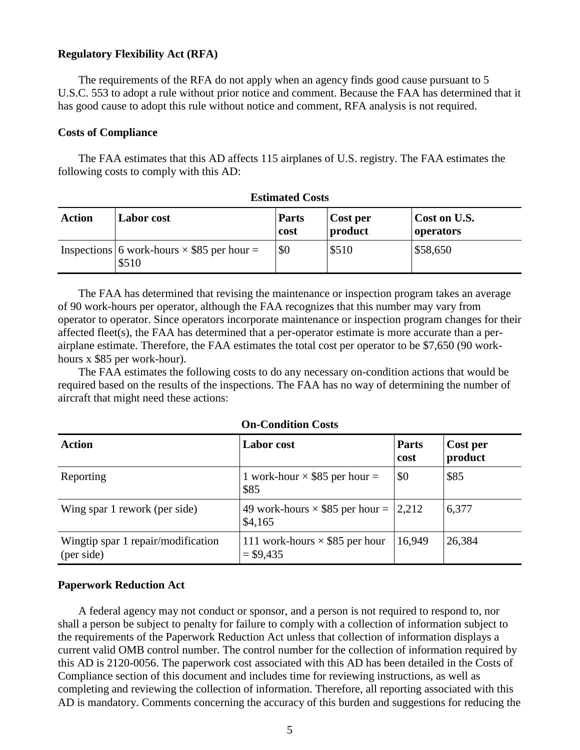**Regulatory Flexibility Act (RFA)**

The requirements of the RFA do not apply when an agency finds good cause pursuant to 5 U.S.C. 553 to adopt a rule without prior notice and comment. Because the FAA has determined that it has good cause to adopt this rule without notice and comment, RFA analysis is not required.

**Costs of Compliance**

The FAA estimates that this AD affects 115 airplanes of U.S. registry. The FAA estimates the following costs to comply with this AD:

**Estimated Costs**

| Action | Labor cost | Parts cost | Cost per product | Cost on U.S. operators |
|---|---|---|---|---|
| Inspections | 6 work-hours × \$85 per hour = \$510 | \$0 | \$510 | \$58,650 |

The FAA has determined that revising the maintenance or inspection program takes an average of 90 work-hours per operator, although the FAA recognizes that this number may vary from operator to operator. Since operators incorporate maintenance or inspection program changes for their affected fleet(s), the FAA has determined that a per-operator estimate is more accurate than a per-airplane estimate. Therefore, the FAA estimates the total cost per operator to be \$7,650 (90 work-hours x \$85 per work-hour).

The FAA estimates the following costs to do any necessary on-condition actions that would be required based on the results of the inspections. The FAA has no way of determining the number of aircraft that might need these actions:

**On-Condition Costs**

| Action | Labor cost | Parts cost | Cost per product |
|---|---|---|---|
| Reporting | 1 work-hour × \$85 per hour = \$85 | \$0 | \$85 |
| Wing spar 1 rework (per side) | 49 work-hours × \$85 per hour = \$4,165 | 2,212 | 6,377 |
| Wingtip spar 1 repair/modification (per side) | 111 work-hours × \$85 per hour = \$9,435 | 16,949 | 26,384 |

**Paperwork Reduction Act**

A federal agency may not conduct or sponsor, and a person is not required to respond to, nor shall a person be subject to penalty for failure to comply with a collection of information subject to the requirements of the Paperwork Reduction Act unless that collection of information displays a current valid OMB control number. The control number for the collection of information required by this AD is 2120-0056. The paperwork cost associated with this AD has been detailed in the Costs of Compliance section of this document and includes time for reviewing instructions, as well as completing and reviewing the collection of information. Therefore, all reporting associated with this AD is mandatory. Comments concerning the accuracy of this burden and suggestions for reducing the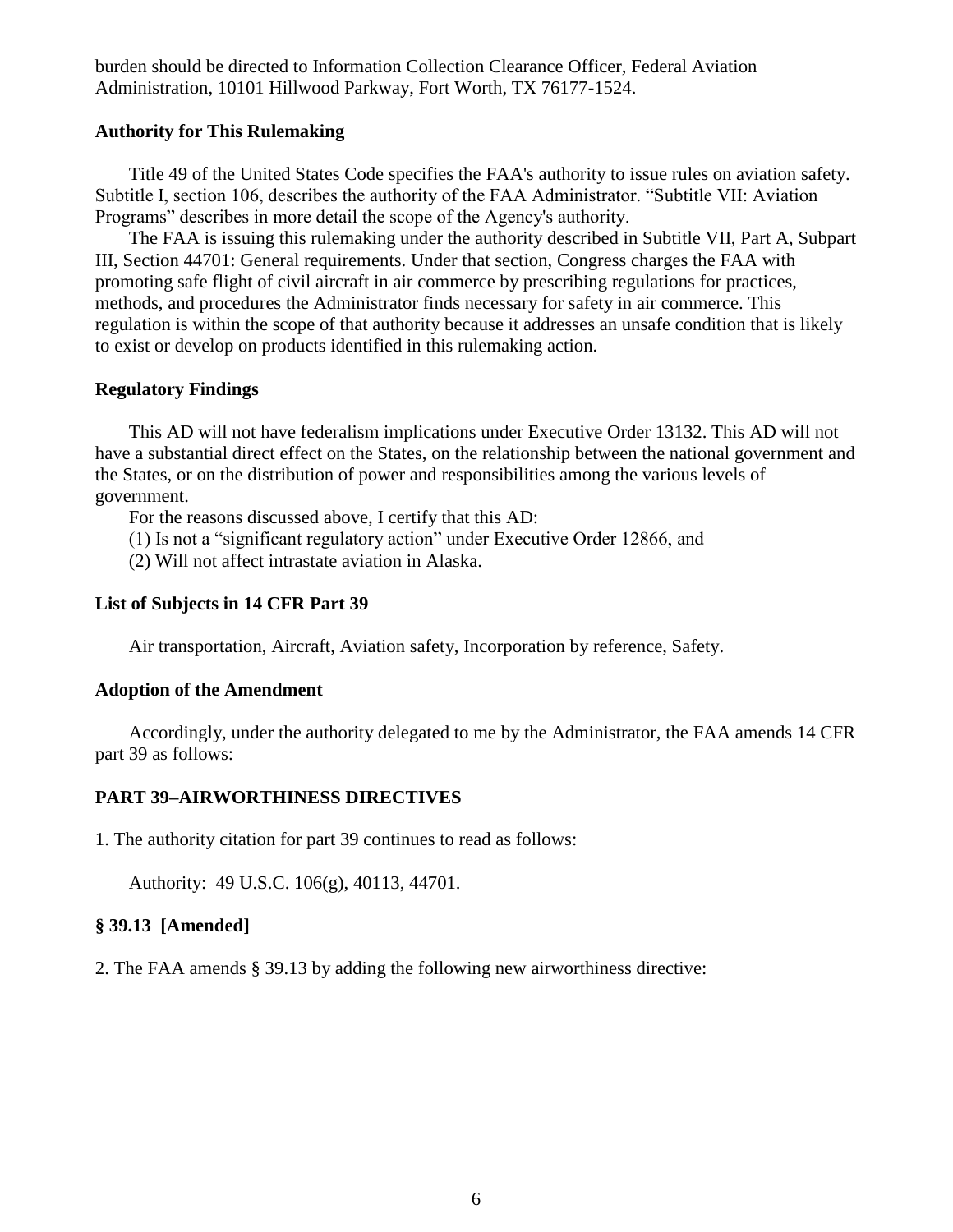burden should be directed to Information Collection Clearance Officer, Federal Aviation Administration, 10101 Hillwood Parkway, Fort Worth, TX 76177-1524.

### Authority for This Rulemaking

Title 49 of the United States Code specifies the FAA's authority to issue rules on aviation safety. Subtitle I, section 106, describes the authority of the FAA Administrator. "Subtitle VII: Aviation Programs" describes in more detail the scope of the Agency's authority.

The FAA is issuing this rulemaking under the authority described in Subtitle VII, Part A, Subpart III, Section 44701: General requirements. Under that section, Congress charges the FAA with promoting safe flight of civil aircraft in air commerce by prescribing regulations for practices, methods, and procedures the Administrator finds necessary for safety in air commerce. This regulation is within the scope of that authority because it addresses an unsafe condition that is likely to exist or develop on products identified in this rulemaking action.

### Regulatory Findings

This AD will not have federalism implications under Executive Order 13132. This AD will not have a substantial direct effect on the States, on the relationship between the national government and the States, or on the distribution of power and responsibilities among the various levels of government.

For the reasons discussed above, I certify that this AD:

(1) Is not a "significant regulatory action" under Executive Order 12866, and

(2) Will not affect intrastate aviation in Alaska.

### List of Subjects in 14 CFR Part 39

Air transportation, Aircraft, Aviation safety, Incorporation by reference, Safety.

### Adoption of the Amendment

Accordingly, under the authority delegated to me by the Administrator, the FAA amends 14 CFR part 39 as follows:

### PART 39–AIRWORTHINESS DIRECTIVES

1. The authority citation for part 39 continues to read as follows:

Authority: 49 U.S.C. 106(g), 40113, 44701.

### § 39.13 [Amended]

2. The FAA amends § 39.13 by adding the following new airworthiness directive: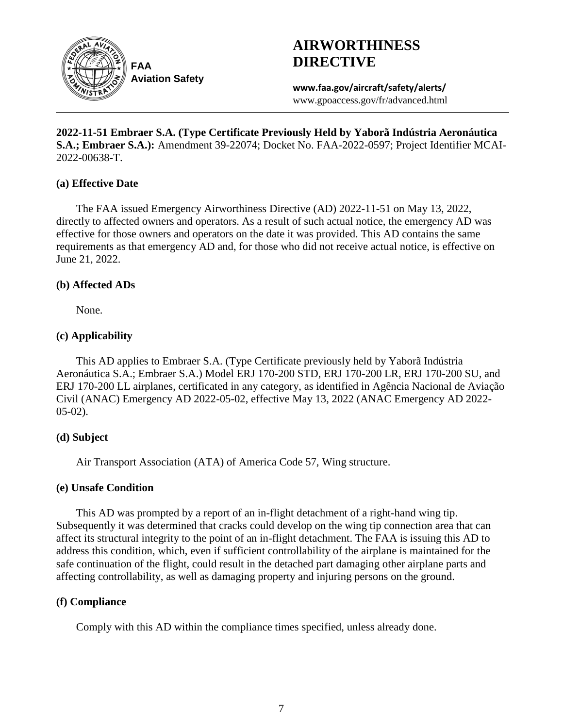FAA
Aviation Safety

# AIRWORTHINESS DIRECTIVE

**www.faa.gov/aircraft/safety/alerts/**
www.gpoaccess.gov/fr/advanced.html

**2022-11-51 Embraer S.A. (Type Certificate Previously Held by Yaborã Indústria Aeronáutica S.A.; Embraer S.A.):** Amendment 39-22074; Docket No. FAA-2022-0597; Project Identifier MCAI-2022-00638-T.

### (a) Effective Date

The FAA issued Emergency Airworthiness Directive (AD) 2022-11-51 on May 13, 2022, directly to affected owners and operators. As a result of such actual notice, the emergency AD was effective for those owners and operators on the date it was provided. This AD contains the same requirements as that emergency AD and, for those who did not receive actual notice, is effective on June 21, 2022.

### (b) Affected ADs

None.

### (c) Applicability

This AD applies to Embraer S.A. (Type Certificate previously held by Yaborã Indústria Aeronáutica S.A.; Embraer S.A.) Model ERJ 170-200 STD, ERJ 170-200 LR, ERJ 170-200 SU, and ERJ 170-200 LL airplanes, certificated in any category, as identified in Agência Nacional de Aviação Civil (ANAC) Emergency AD 2022-05-02, effective May 13, 2022 (ANAC Emergency AD 2022-05-02).

### (d) Subject

Air Transport Association (ATA) of America Code 57, Wing structure.

### (e) Unsafe Condition

This AD was prompted by a report of an in-flight detachment of a right-hand wing tip. Subsequently it was determined that cracks could develop on the wing tip connection area that can affect its structural integrity to the point of an in-flight detachment. The FAA is issuing this AD to address this condition, which, even if sufficient controllability of the airplane is maintained for the safe continuation of the flight, could result in the detached part damaging other airplane parts and affecting controllability, as well as damaging property and injuring persons on the ground.

### (f) Compliance

Comply with this AD within the compliance times specified, unless already done.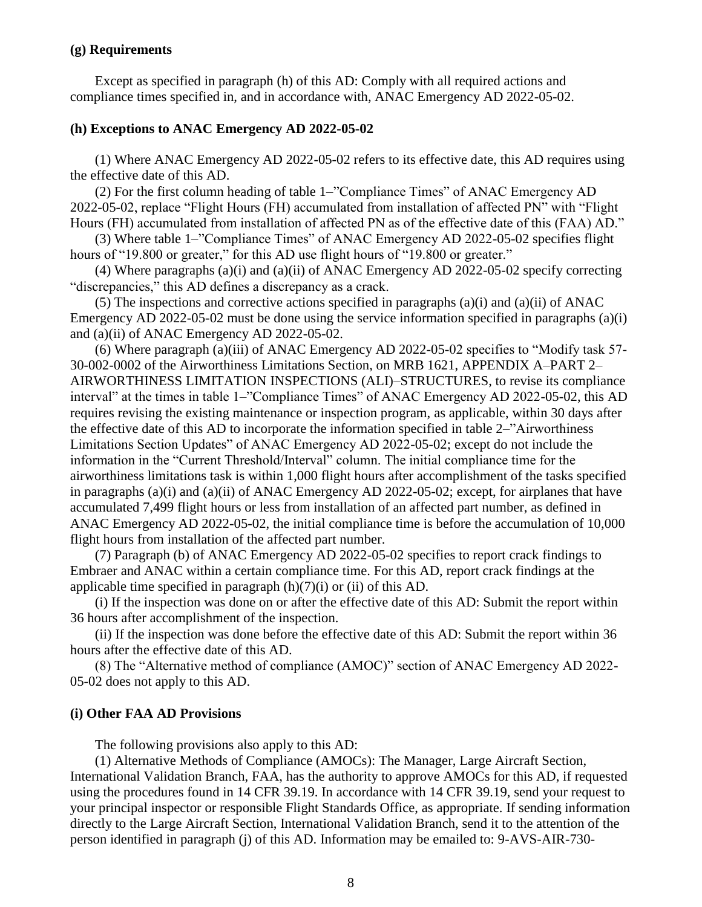### (g) Requirements

Except as specified in paragraph (h) of this AD: Comply with all required actions and compliance times specified in, and in accordance with, ANAC Emergency AD 2022-05-02.

### (h) Exceptions to ANAC Emergency AD 2022-05-02

(1) Where ANAC Emergency AD 2022-05-02 refers to its effective date, this AD requires using the effective date of this AD.

(2) For the first column heading of table 1–"Compliance Times" of ANAC Emergency AD 2022-05-02, replace "Flight Hours (FH) accumulated from installation of affected PN" with "Flight Hours (FH) accumulated from installation of affected PN as of the effective date of this (FAA) AD."

(3) Where table 1–"Compliance Times" of ANAC Emergency AD 2022-05-02 specifies flight hours of "19.800 or greater," for this AD use flight hours of "19.800 or greater."

(4) Where paragraphs (a)(i) and (a)(ii) of ANAC Emergency AD 2022-05-02 specify correcting "discrepancies," this AD defines a discrepancy as a crack.

(5) The inspections and corrective actions specified in paragraphs (a)(i) and (a)(ii) of ANAC Emergency AD 2022-05-02 must be done using the service information specified in paragraphs (a)(i) and (a)(ii) of ANAC Emergency AD 2022-05-02.

(6) Where paragraph (a)(iii) of ANAC Emergency AD 2022-05-02 specifies to "Modify task 57-30-002-0002 of the Airworthiness Limitations Section, on MRB 1621, APPENDIX A–PART 2–AIRWORTHINESS LIMITATION INSPECTIONS (ALI)–STRUCTURES, to revise its compliance interval" at the times in table 1–"Compliance Times" of ANAC Emergency AD 2022-05-02, this AD requires revising the existing maintenance or inspection program, as applicable, within 30 days after the effective date of this AD to incorporate the information specified in table 2–"Airworthiness Limitations Section Updates" of ANAC Emergency AD 2022-05-02; except do not include the information in the "Current Threshold/Interval" column. The initial compliance time for the airworthiness limitations task is within 1,000 flight hours after accomplishment of the tasks specified in paragraphs (a)(i) and (a)(ii) of ANAC Emergency AD 2022-05-02; except, for airplanes that have accumulated 7,499 flight hours or less from installation of an affected part number, as defined in ANAC Emergency AD 2022-05-02, the initial compliance time is before the accumulation of 10,000 flight hours from installation of the affected part number.

(7) Paragraph (b) of ANAC Emergency AD 2022-05-02 specifies to report crack findings to Embraer and ANAC within a certain compliance time. For this AD, report crack findings at the applicable time specified in paragraph (h)(7)(i) or (ii) of this AD.

(i) If the inspection was done on or after the effective date of this AD: Submit the report within 36 hours after accomplishment of the inspection.

(ii) If the inspection was done before the effective date of this AD: Submit the report within 36 hours after the effective date of this AD.

(8) The "Alternative method of compliance (AMOC)" section of ANAC Emergency AD 2022-05-02 does not apply to this AD.

### (i) Other FAA AD Provisions

The following provisions also apply to this AD:

(1) Alternative Methods of Compliance (AMOCs): The Manager, Large Aircraft Section, International Validation Branch, FAA, has the authority to approve AMOCs for this AD, if requested using the procedures found in 14 CFR 39.19. In accordance with 14 CFR 39.19, send your request to your principal inspector or responsible Flight Standards Office, as appropriate. If sending information directly to the Large Aircraft Section, International Validation Branch, send it to the attention of the person identified in paragraph (j) of this AD. Information may be emailed to: 9-AVS-AIR-730-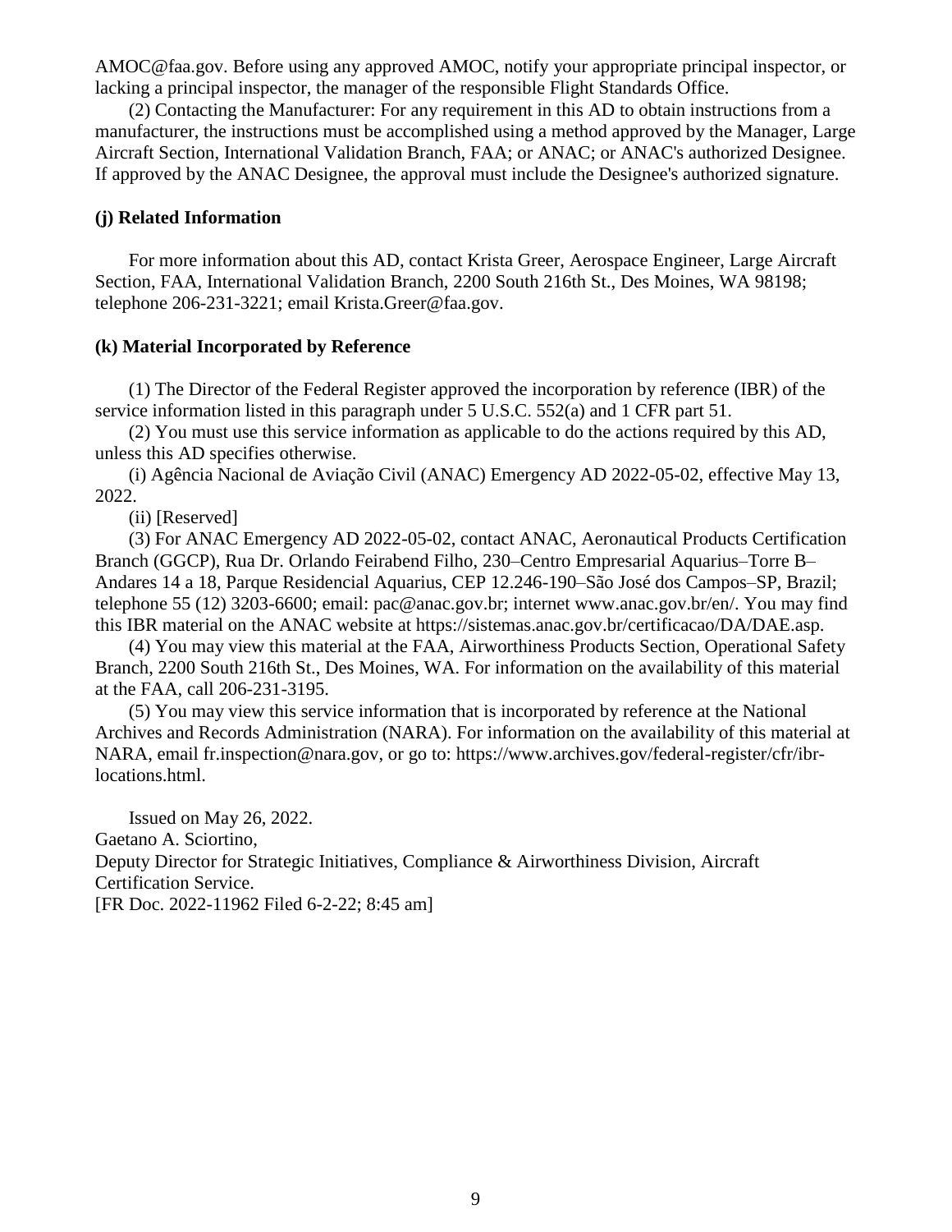AMOC@faa.gov. Before using any approved AMOC, notify your appropriate principal inspector, or lacking a principal inspector, the manager of the responsible Flight Standards Office.

(2) Contacting the Manufacturer: For any requirement in this AD to obtain instructions from a manufacturer, the instructions must be accomplished using a method approved by the Manager, Large Aircraft Section, International Validation Branch, FAA; or ANAC; or ANAC's authorized Designee. If approved by the ANAC Designee, the approval must include the Designee's authorized signature.

**(j) Related Information**

For more information about this AD, contact Krista Greer, Aerospace Engineer, Large Aircraft Section, FAA, International Validation Branch, 2200 South 216th St., Des Moines, WA 98198; telephone 206-231-3221; email Krista.Greer@faa.gov.

**(k) Material Incorporated by Reference**

(1) The Director of the Federal Register approved the incorporation by reference (IBR) of the service information listed in this paragraph under 5 U.S.C. 552(a) and 1 CFR part 51.

(2) You must use this service information as applicable to do the actions required by this AD, unless this AD specifies otherwise.

(i) Agência Nacional de Aviação Civil (ANAC) Emergency AD 2022-05-02, effective May 13, 2022.

(ii) [Reserved]

(3) For ANAC Emergency AD 2022-05-02, contact ANAC, Aeronautical Products Certification Branch (GGCP), Rua Dr. Orlando Feirabend Filho, 230–Centro Empresarial Aquarius–Torre B–Andares 14 a 18, Parque Residencial Aquarius, CEP 12.246-190–São José dos Campos–SP, Brazil; telephone 55 (12) 3203-6600; email: pac@anac.gov.br; internet www.anac.gov.br/en/. You may find this IBR material on the ANAC website at https://sistemas.anac.gov.br/certificacao/DA/DAE.asp.

(4) You may view this material at the FAA, Airworthiness Products Section, Operational Safety Branch, 2200 South 216th St., Des Moines, WA. For information on the availability of this material at the FAA, call 206-231-3195.

(5) You may view this service information that is incorporated by reference at the National Archives and Records Administration (NARA). For information on the availability of this material at NARA, email fr.inspection@nara.gov, or go to: https://www.archives.gov/federal-register/cfr/ibr-locations.html.

Issued on May 26, 2022.
Gaetano A. Sciortino,
Deputy Director for Strategic Initiatives, Compliance & Airworthiness Division, Aircraft Certification Service.
[FR Doc. 2022-11962 Filed 6-2-22; 8:45 am]